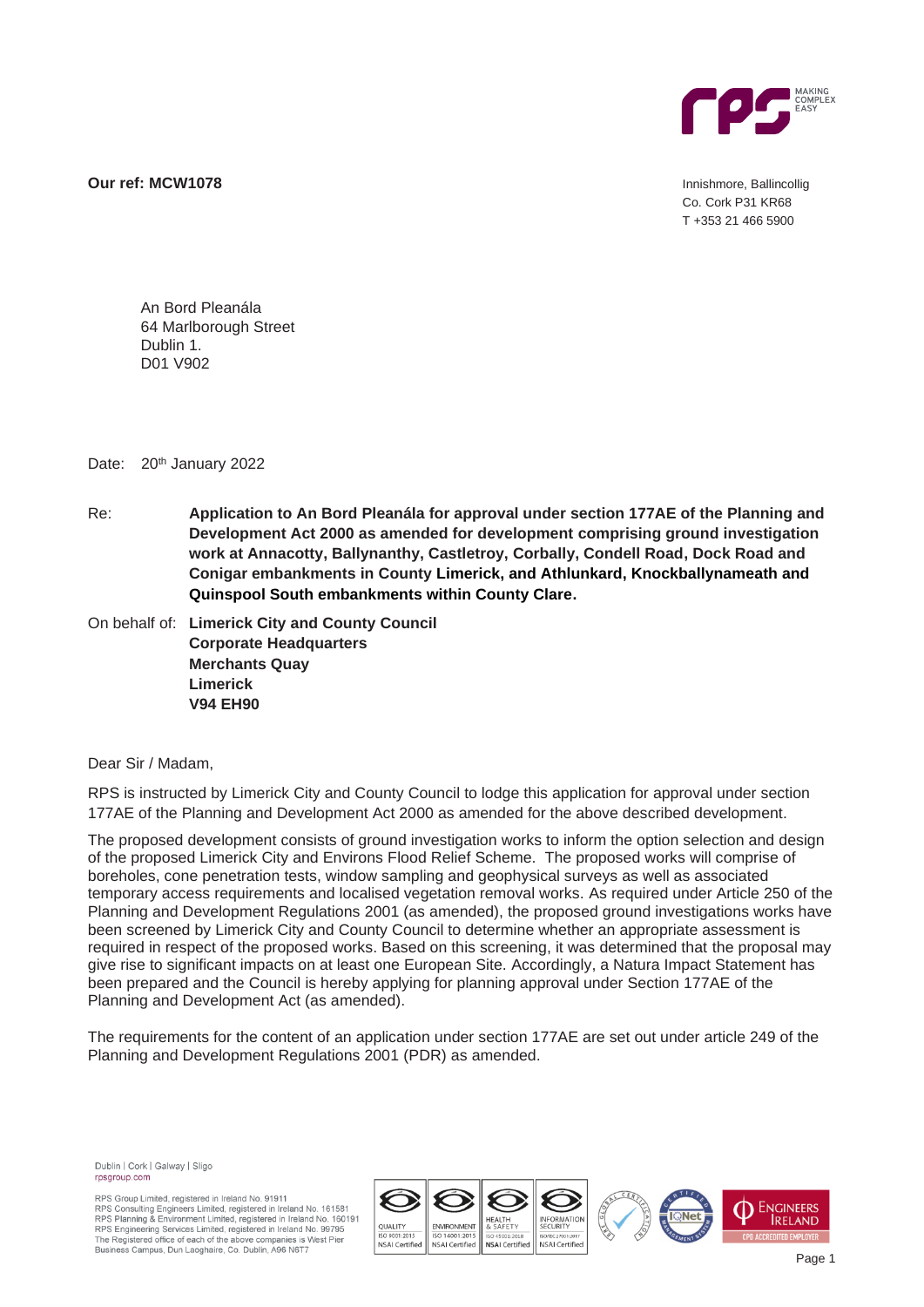**Our ref: MCW1078**

Innishmore, Ballincollig
Co. Cork P31 KR68
T +353 21 466 5900

An Bord Pleanála
64 Marlborough Street
Dublin 1.
D01 V902

Date: 20th January 2022

Re: **Application to An Bord Pleanála for approval under section 177AE of the Planning and Development Act 2000 as amended for development comprising ground investigation work at Annacotty, Ballynanthy, Castletroy, Corbally, Condell Road, Dock Road and Conigar embankments in County Limerick, and Athlunkard, Knockballynameath and Quinspool South embankments within County Clare.**

On behalf of: **Limerick City and County Council**
**Corporate Headquarters**
**Merchants Quay**
**Limerick**
**V94 EH90**

Dear Sir / Madam,

RPS is instructed by Limerick City and County Council to lodge this application for approval under section 177AE of the Planning and Development Act 2000 as amended for the above described development.

The proposed development consists of ground investigation works to inform the option selection and design of the proposed Limerick City and Environs Flood Relief Scheme. The proposed works will comprise of boreholes, cone penetration tests, window sampling and geophysical surveys as well as associated temporary access requirements and localised vegetation removal works. As required under Article 250 of the Planning and Development Regulations 2001 (as amended), the proposed ground investigations works have been screened by Limerick City and County Council to determine whether an appropriate assessment is required in respect of the proposed works. Based on this screening, it was determined that the proposal may give rise to significant impacts on at least one European Site. Accordingly, a Natura Impact Statement has been prepared and the Council is hereby applying for planning approval under Section 177AE of the Planning and Development Act (as amended).

The requirements for the content of an application under section 177AE are set out under article 249 of the Planning and Development Regulations 2001 (PDR) as amended.

Dublin | Cork | Galway | Sligo
rpsgroup.com

RPS Group Limited, registered in Ireland No. 91911
RPS Consulting Engineers Limited, registered in Ireland No. 161581
RPS Planning & Environment Limited, registered in Ireland No. 160191
RPS Engineering Services Limited, registered in Ireland No. 99795
The Registered office of each of the above companies is West Pier Business Campus, Dun Laoghaire, Co. Dublin, A96 N6T7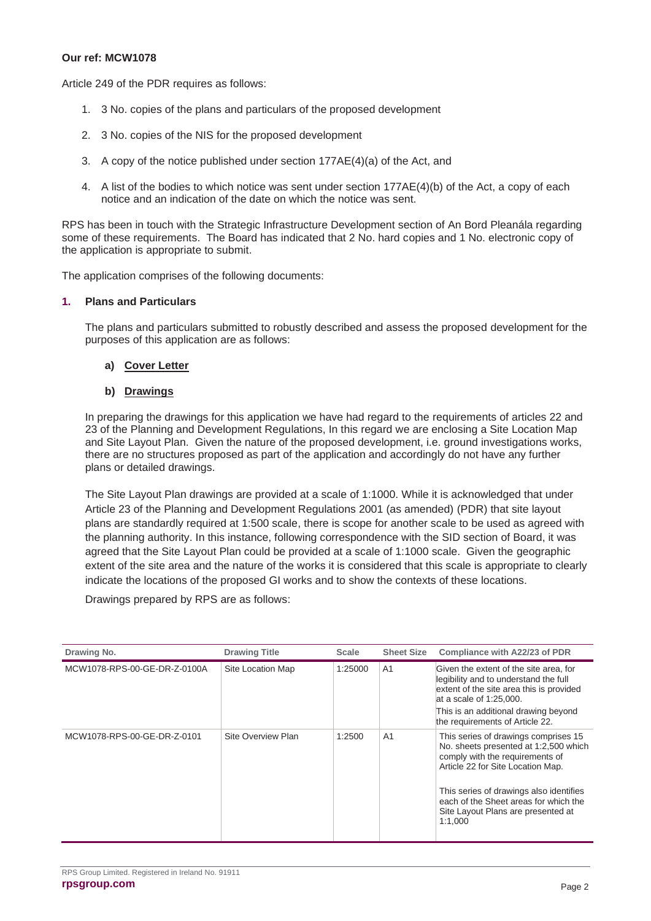**Our ref: MCW1078**

Article 249 of the PDR requires as follows:

1. 3 No. copies of the plans and particulars of the proposed development
2. 3 No. copies of the NIS for the proposed development
3. A copy of the notice published under section 177AE(4)(a) of the Act, and
4. A list of the bodies to which notice was sent under section 177AE(4)(b) of the Act, a copy of each notice and an indication of the date on which the notice was sent.

RPS has been in touch with the Strategic Infrastructure Development section of An Bord Pleanála regarding some of these requirements. The Board has indicated that 2 No. hard copies and 1 No. electronic copy of the application is appropriate to submit.

The application comprises of the following documents:

## 1. Plans and Particulars

The plans and particulars submitted to robustly described and assess the proposed development for the purposes of this application are as follows:

### a) Cover Letter

### b) Drawings

In preparing the drawings for this application we have had regard to the requirements of articles 22 and 23 of the Planning and Development Regulations, In this regard we are enclosing a Site Location Map and Site Layout Plan. Given the nature of the proposed development, i.e. ground investigations works, there are no structures proposed as part of the application and accordingly do not have any further plans or detailed drawings.

The Site Layout Plan drawings are provided at a scale of 1:1000. While it is acknowledged that under Article 23 of the Planning and Development Regulations 2001 (as amended) (PDR) that site layout plans are standardly required at 1:500 scale, there is scope for another scale to be used as agreed with the planning authority. In this instance, following correspondence with the SID section of Board, it was agreed that the Site Layout Plan could be provided at a scale of 1:1000 scale. Given the geographic extent of the site area and the nature of the works it is considered that this scale is appropriate to clearly indicate the locations of the proposed GI works and to show the contexts of these locations.

Drawings prepared by RPS are as follows:

| Drawing No. | Drawing Title | Scale | Sheet Size | Compliance with A22/23 of PDR |
|---|---|---|---|---|
| MCW1078-RPS-00-GE-DR-Z-0100A | Site Location Map | 1:25000 | A1 | Given the extent of the site area, for legibility and to understand the full extent of the site area this is provided at a scale of 1:25,000. This is an additional drawing beyond the requirements of Article 22. |
| MCW1078-RPS-00-GE-DR-Z-0101 | Site Overview Plan | 1:2500 | A1 | This series of drawings comprises 15 No. sheets presented at 1:2,500 which comply with the requirements of Article 22 for Site Location Map. This series of drawings also identifies each of the Sheet areas for which the Site Layout Plans are presented at 1:1,000 |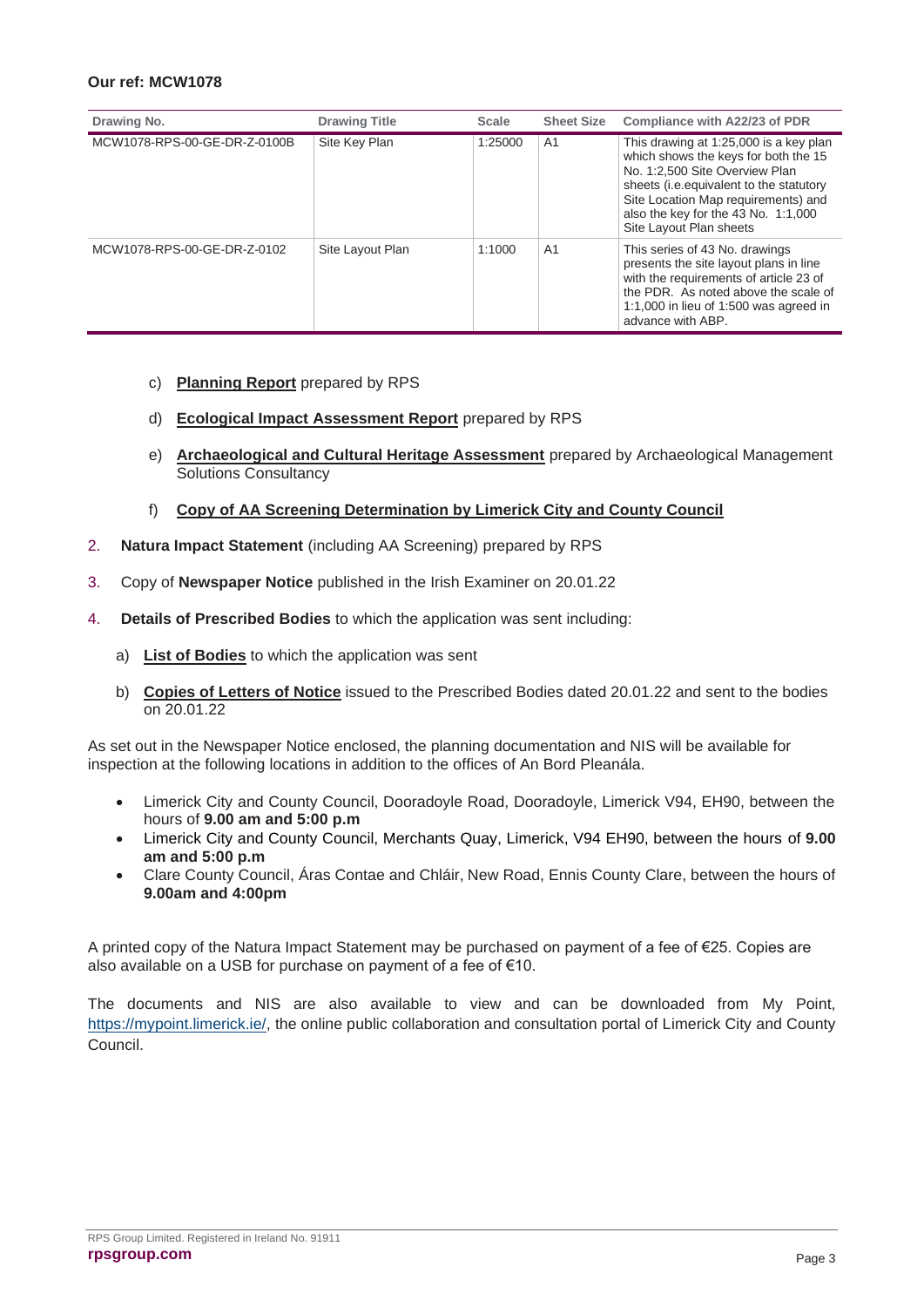**Our ref: MCW1078**

| Drawing No. | Drawing Title | Scale | Sheet Size | Compliance with A22/23 of PDR |
|---|---|---|---|---|
| MCW1078-RPS-00-GE-DR-Z-0100B | Site Key Plan | 1:25000 | A1 | This drawing at 1:25,000 is a key plan which shows the keys for both the 15 No. 1:2,500 Site Overview Plan sheets (i.e.equivalent to the statutory Site Location Map requirements) and also the key for the 43 No. 1:1,000 Site Layout Plan sheets |
| MCW1078-RPS-00-GE-DR-Z-0102 | Site Layout Plan | 1:1000 | A1 | This series of 43 No. drawings presents the site layout plans in line with the requirements of article 23 of the PDR. As noted above the scale of 1:1,000 in lieu of 1:500 was agreed in advance with ABP. |

c) **Planning Report** prepared by RPS

d) **Ecological Impact Assessment Report** prepared by RPS

e) **Archaeological and Cultural Heritage Assessment** prepared by Archaeological Management Solutions Consultancy

f) **Copy of AA Screening Determination by Limerick City and County Council**

2. **Natura Impact Statement** (including AA Screening) prepared by RPS
3. Copy of **Newspaper Notice** published in the Irish Examiner on 20.01.22
4. **Details of Prescribed Bodies** to which the application was sent including:
   a) **List of Bodies** to which the application was sent
   b) **Copies of Letters of Notice** issued to the Prescribed Bodies dated 20.01.22 and sent to the bodies on 20.01.22

As set out in the Newspaper Notice enclosed, the planning documentation and NIS will be available for inspection at the following locations in addition to the offices of An Bord Pleanála.

- Limerick City and County Council, Dooradoyle Road, Dooradoyle, Limerick V94, EH90, between the hours of **9.00 am and 5:00 p.m**
- Limerick City and County Council, Merchants Quay, Limerick, V94 EH90, between the hours of **9.00 am and 5:00 p.m**
- Clare County Council, Áras Contae and Chláir, New Road, Ennis County Clare, between the hours of **9.00am and 4:00pm**

A printed copy of the Natura Impact Statement may be purchased on payment of a fee of €25. Copies are also available on a USB for purchase on payment of a fee of €10.

The documents and NIS are also available to view and can be downloaded from My Point, https://mypoint.limerick.ie/, the online public collaboration and consultation portal of Limerick City and County Council.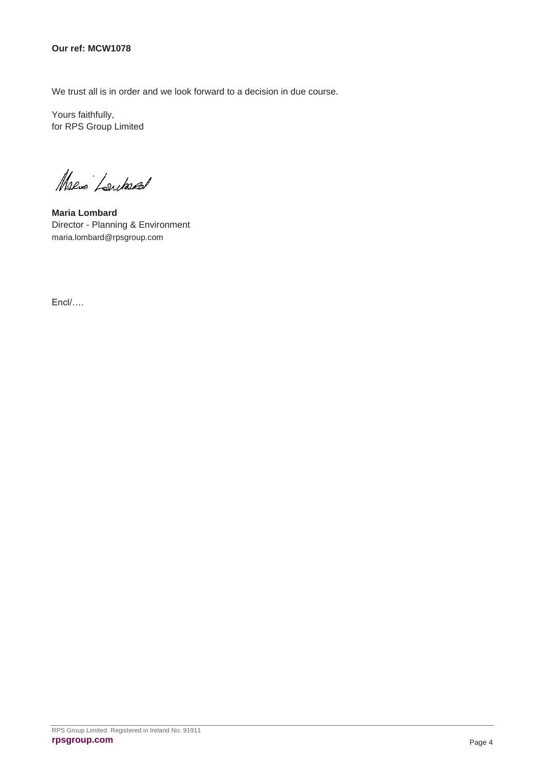**Our ref: MCW1078**

We trust all is in order and we look forward to a decision in due course.

Yours faithfully,
for RPS Group Limited

**Maria Lombard**
Director - Planning & Environment
maria.lombard@rpsgroup.com

Encl/….

RPS Group Limited. Registered in Ireland No. 91911
**rpsgroup.com**